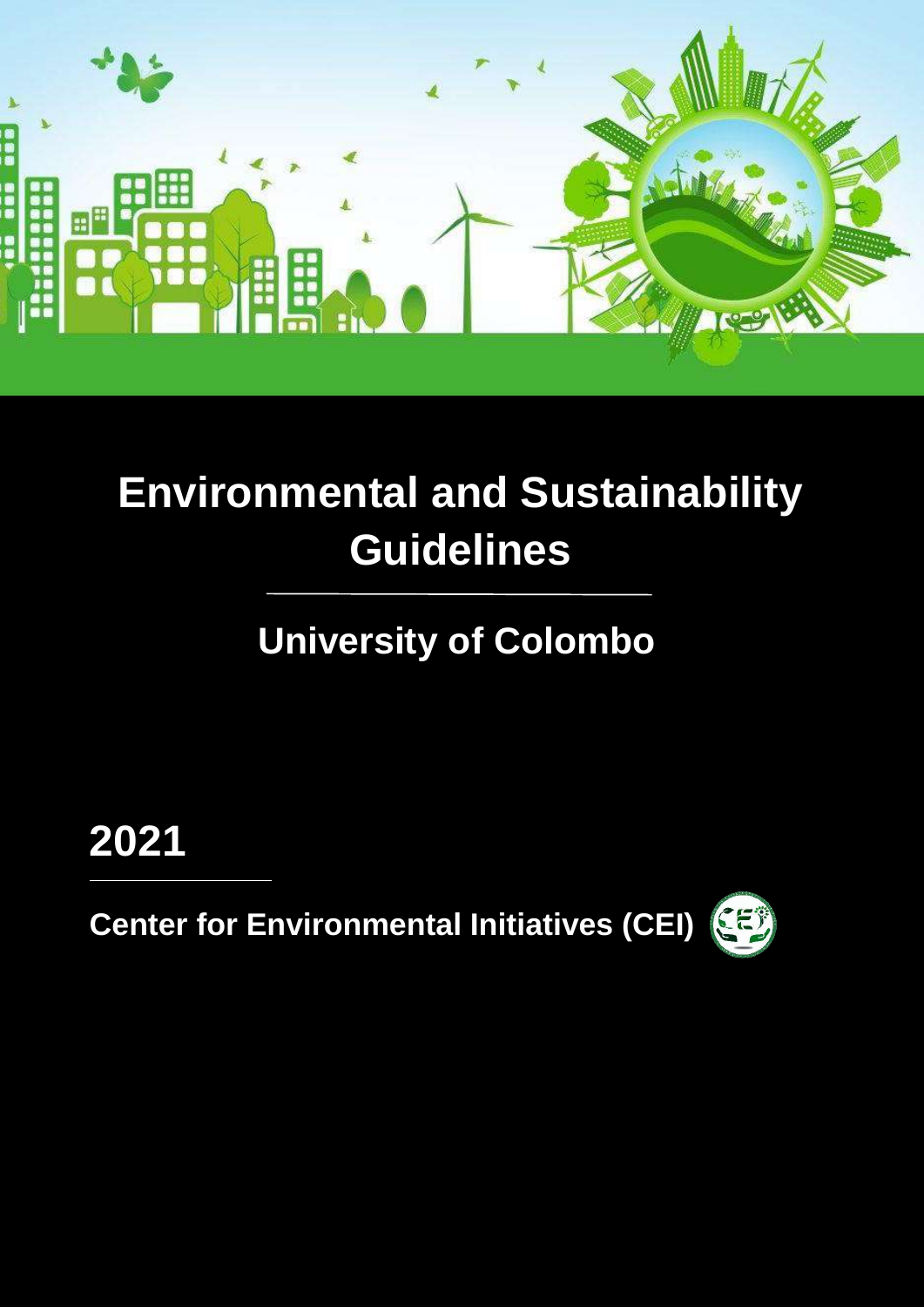# Environmental and Sustainability Guidelines

## University of Colombo

**2021**

**Center for Environmental Initiatives (CEI)**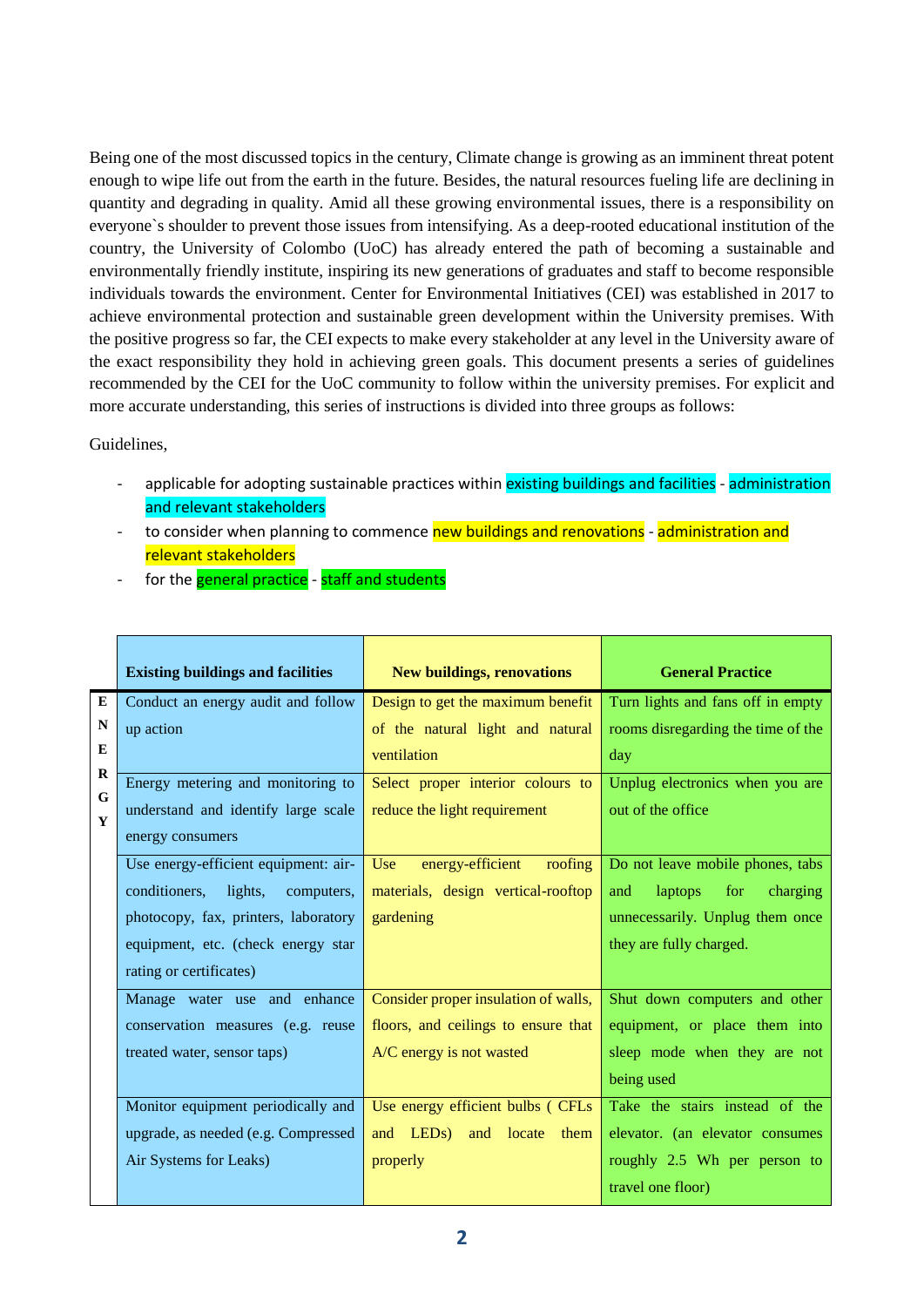Being one of the most discussed topics in the century, Climate change is growing as an imminent threat potent enough to wipe life out from the earth in the future. Besides, the natural resources fueling life are declining in quantity and degrading in quality. Amid all these growing environmental issues, there is a responsibility on everyone`s shoulder to prevent those issues from intensifying. As a deep-rooted educational institution of the country, the University of Colombo (UoC) has already entered the path of becoming a sustainable and environmentally friendly institute, inspiring its new generations of graduates and staff to become responsible individuals towards the environment. Center for Environmental Initiatives (CEI) was established in 2017 to achieve environmental protection and sustainable green development within the University premises. With the positive progress so far, the CEI expects to make every stakeholder at any level in the University aware of the exact responsibility they hold in achieving green goals. This document presents a series of guidelines recommended by the CEI for the UoC community to follow within the university premises. For explicit and more accurate understanding, this series of instructions is divided into three groups as follows:

Guidelines,

- applicable for adopting sustainable practices within existing buildings and facilities - administration and relevant stakeholders
- to consider when planning to commence new buildings and renovations - administration and relevant stakeholders
- for the general practice - staff and students

| | **Existing buildings and facilities** | **New buildings, renovations** | **General Practice** |
|---|---|---|---|
| **ENERGY** | Conduct an energy audit and follow up action | Design to get the maximum benefit of the natural light and natural ventilation | Turn lights and fans off in empty rooms disregarding the time of the day |
| | Energy metering and monitoring to understand and identify large scale energy consumers | Select proper interior colours to reduce the light requirement | Unplug electronics when you are out of the office |
| | Use energy-efficient equipment: air-conditioners, lights, computers, photocopy, fax, printers, laboratory equipment, etc. (check energy star rating or certificates) | Use energy-efficient roofing materials, design vertical-rooftop gardening | Do not leave mobile phones, tabs and laptops for charging unnecessarily. Unplug them once they are fully charged. |
| | Manage water use and enhance conservation measures (e.g. reuse treated water, sensor taps) | Consider proper insulation of walls, floors, and ceilings to ensure that A/C energy is not wasted | Shut down computers and other equipment, or place them into sleep mode when they are not being used |
| | Monitor equipment periodically and upgrade, as needed (e.g. Compressed Air Systems for Leaks) | Use energy efficient bulbs ( CFLs and LEDs) and locate them properly | Take the stairs instead of the elevator. (an elevator consumes roughly 2.5 Wh per person to travel one floor) |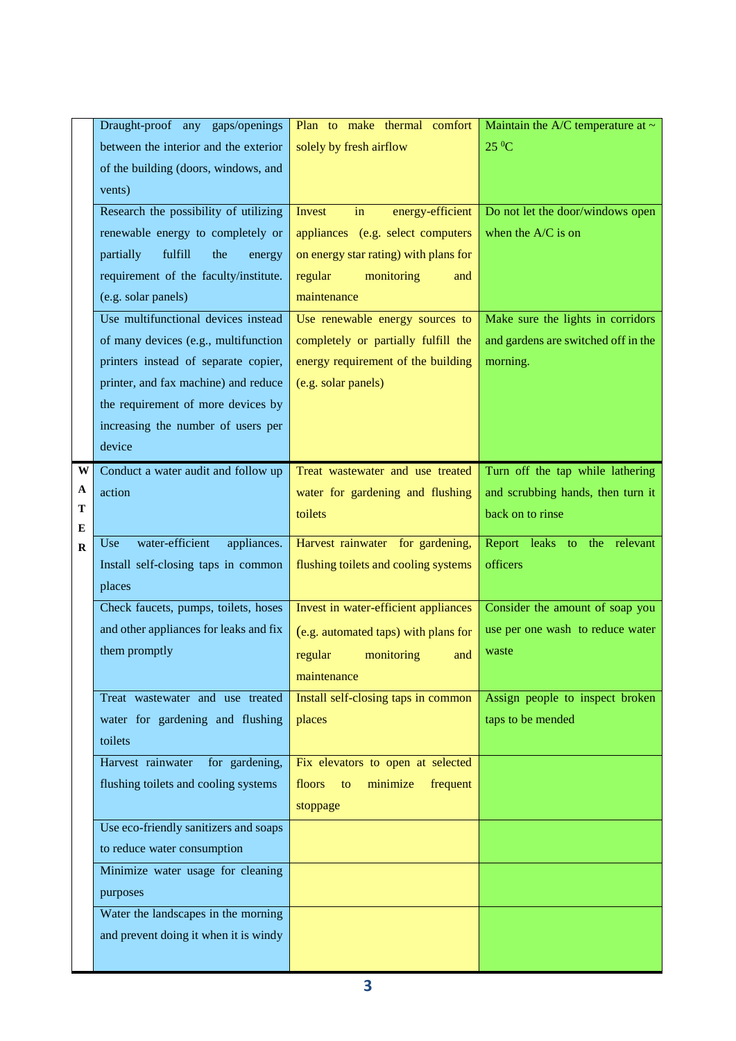| | | | |
|---|---|---|---|
| | Draught-proof any gaps/openings between the interior and the exterior of the building (doors, windows, and vents) | Plan to make thermal comfort solely by fresh airflow | Maintain the A/C temperature at ~ 25 $^{0}$C |
| | Research the possibility of utilizing renewable energy to completely or partially fulfill the energy requirement of the faculty/institute. (e.g. solar panels) | Invest in energy-efficient appliances (e.g. select computers on energy star rating) with plans for regular monitoring and maintenance | Do not let the door/windows open when the A/C is on |
| | Use multifunctional devices instead of many devices (e.g., multifunction printers instead of separate copier, printer, and fax machine) and reduce the requirement of more devices by increasing the number of users per device | Use renewable energy sources to completely or partially fulfill the energy requirement of the building (e.g. solar panels) | Make sure the lights in corridors and gardens are switched off in the morning. |
| **WATER** | Conduct a water audit and follow up action | Treat wastewater and use treated water for gardening and flushing toilets | Turn off the tap while lathering and scrubbing hands, then turn it back on to rinse |
| | Use water-efficient appliances. Install self-closing taps in common places | Harvest rainwater for gardening, flushing toilets and cooling systems | Report leaks to the relevant officers |
| | Check faucets, pumps, toilets, hoses and other appliances for leaks and fix them promptly | Invest in water-efficient appliances (e.g. automated taps) with plans for regular monitoring and maintenance | Consider the amount of soap you use per one wash to reduce water waste |
| | Treat wastewater and use treated water for gardening and flushing toilets | Install self-closing taps in common places | Assign people to inspect broken taps to be mended |
| | Harvest rainwater for gardening, flushing toilets and cooling systems | Fix elevators to open at selected floors to minimize frequent stoppage | |
| | Use eco-friendly sanitizers and soaps to reduce water consumption | | |
| | Minimize water usage for cleaning purposes | | |
| | Water the landscapes in the morning and prevent doing it when it is windy | | |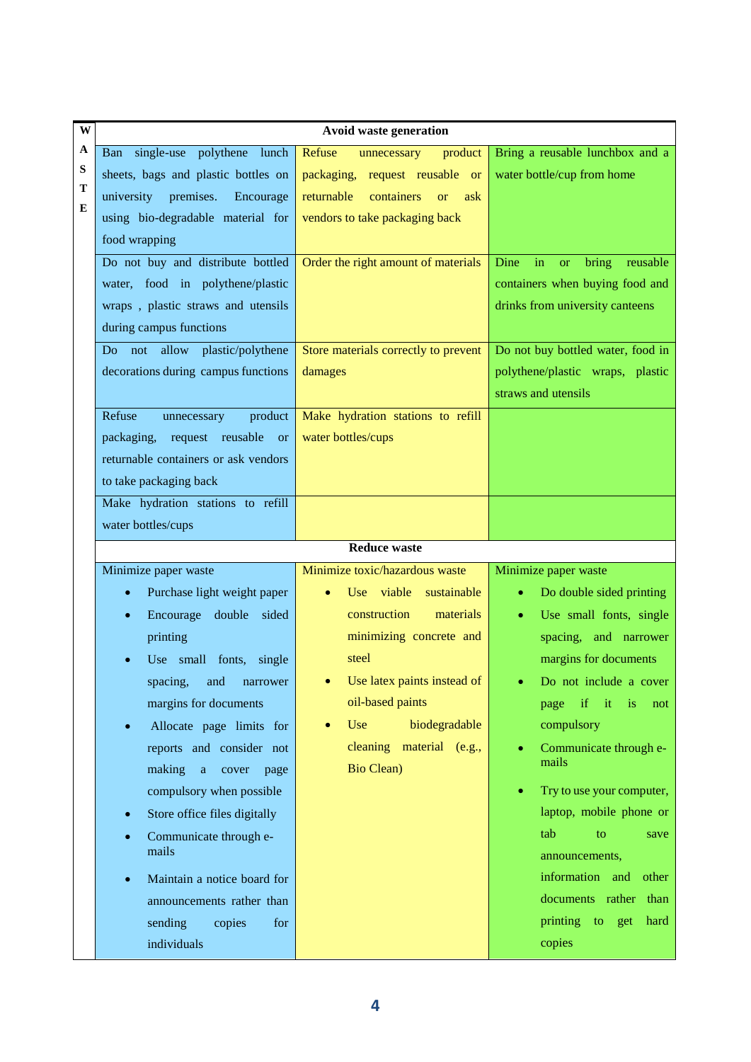| WASTE | | | |
|---|---|---|---|
| | **Avoid waste generation** | | |
| | Ban single-use polythene lunch sheets, bags and plastic bottles on university premises. Encourage using bio-degradable material for food wrapping | Refuse unnecessary product packaging, request reusable or returnable containers or ask vendors to take packaging back | Bring a reusable lunchbox and a water bottle/cup from home |
| | Do not buy and distribute bottled water, food in polythene/plastic wraps , plastic straws and utensils during campus functions | Order the right amount of materials | Dine in or bring reusable containers when buying food and drinks from university canteens |
| | Do not allow plastic/polythene decorations during campus functions | Store materials correctly to prevent damages | Do not buy bottled water, food in polythene/plastic wraps, plastic straws and utensils |
| | Refuse unnecessary product packaging, request reusable or returnable containers or ask vendors to take packaging back | Make hydration stations to refill water bottles/cups | |
| | Make hydration stations to refill water bottles/cups | | |
| | **Reduce waste** | | |
| | Minimize paper waste<br>• Purchase light weight paper<br>• Encourage double sided printing<br>• Use small fonts, single spacing, and narrower margins for documents<br>• Allocate page limits for reports and consider not making a cover page compulsory when possible<br>• Store office files digitally<br>• Communicate through e-mails<br>• Maintain a notice board for announcements rather than sending copies for individuals | Minimize toxic/hazardous waste<br>• Use viable sustainable construction materials minimizing concrete and steel<br>• Use latex paints instead of oil-based paints<br>• Use biodegradable cleaning material (e.g., Bio Clean) | Minimize paper waste<br>• Do double sided printing<br>• Use small fonts, single spacing, and narrower margins for documents<br>• Do not include a cover page if it is not compulsory<br>• Communicate through e-mails<br>• Try to use your computer, laptop, mobile phone or tab to save announcements, information and other documents rather than printing to get hard copies |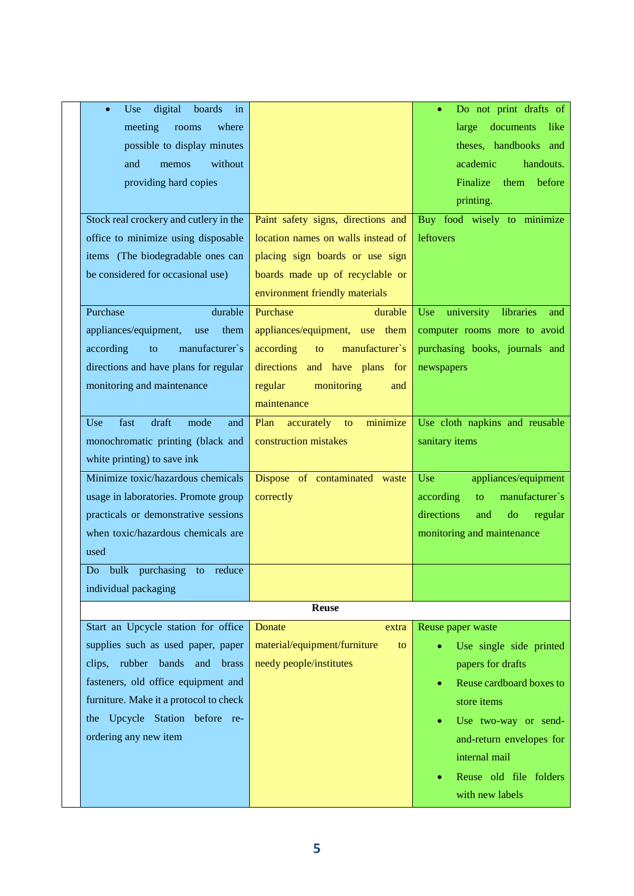| | | | |
|---|---|---|---|
| | • Use digital boards in meeting rooms where possible to display minutes and memos without providing hard copies | | • Do not print drafts of large documents like theses, handbooks and academic handouts. Finalize them before printing. |
| | Stock real crockery and cutlery in the office to minimize using disposable items (The biodegradable ones can be considered for occasional use) | Paint safety signs, directions and location names on walls instead of placing sign boards or use sign boards made up of recyclable or environment friendly materials | Buy food wisely to minimize leftovers |
| | Purchase durable appliances/equipment, use them according to manufacturer`s directions and have plans for regular monitoring and maintenance | Purchase durable appliances/equipment, use them according to manufacturer`s directions and have plans for regular monitoring and maintenance | Use university libraries and computer rooms more to avoid purchasing books, journals and newspapers |
| | Use fast draft mode and monochromatic printing (black and white printing) to save ink | Plan accurately to minimize construction mistakes | Use cloth napkins and reusable sanitary items |
| | Minimize toxic/hazardous chemicals usage in laboratories. Promote group practicals or demonstrative sessions when toxic/hazardous chemicals are used | Dispose of contaminated waste correctly | Use appliances/equipment according to manufacturer`s directions and do regular monitoring and maintenance |
| | Do bulk purchasing to reduce individual packaging | | |
| | **Reuse** | | |
| | Start an Upcycle station for office supplies such as used paper, paper clips, rubber bands and brass fasteners, old office equipment and furniture. Make it a protocol to check the Upcycle Station before re-ordering any new item | Donate extra material/equipment/furniture to needy people/institutes | Reuse paper waste<br>• Use single side printed papers for drafts<br>• Reuse cardboard boxes to store items<br>• Use two-way or send-and-return envelopes for internal mail<br>• Reuse old file folders with new labels |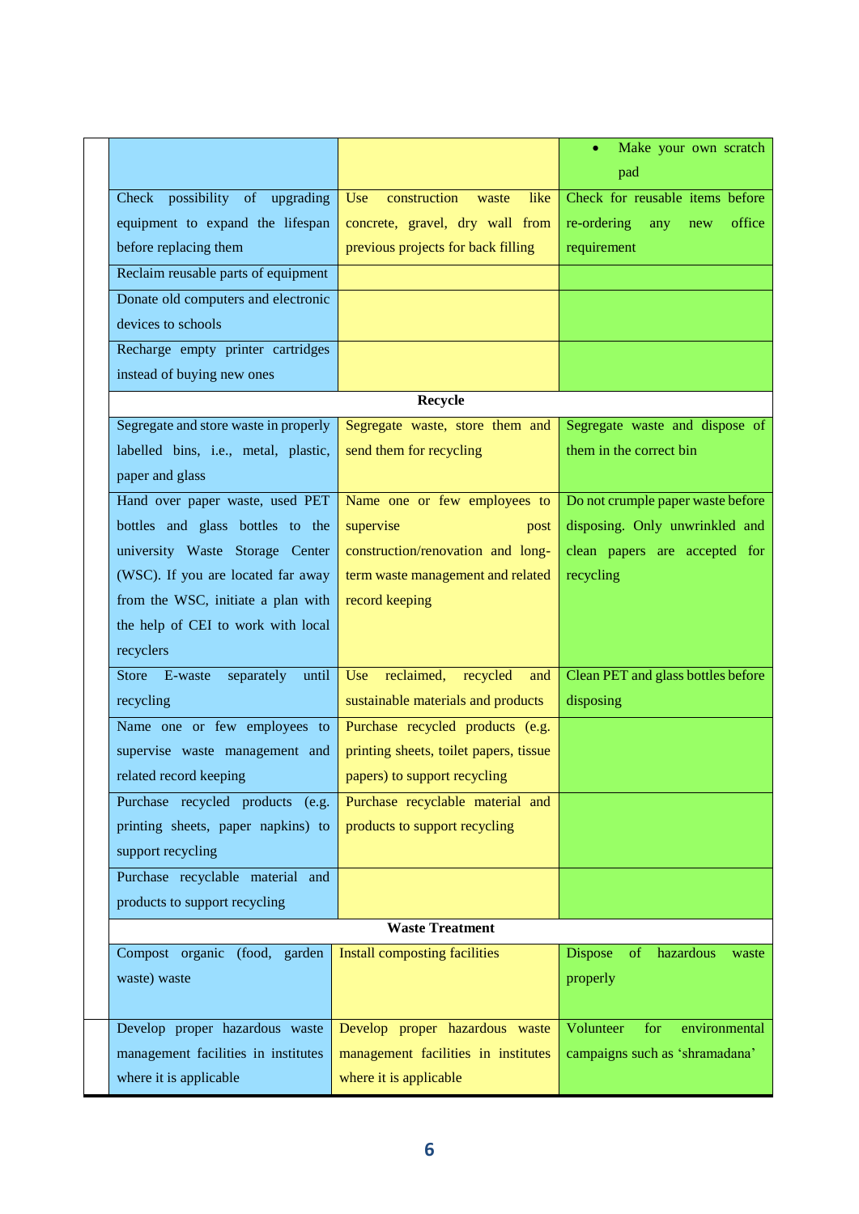|  |  |  |
|---|---|---|
|  |  | • Make your own scratch pad |
| Check possibility of upgrading equipment to expand the lifespan before replacing them | Use construction waste like concrete, gravel, dry wall from previous projects for back filling | Check for reusable items before re-ordering any new office requirement |
| Reclaim reusable parts of equipment |  |  |
| Donate old computers and electronic devices to schools |  |  |
| Recharge empty printer cartridges instead of buying new ones |  |  |
| **Recycle** | | |
| Segregate and store waste in properly labelled bins, i.e., metal, plastic, paper and glass | Segregate waste, store them and send them for recycling | Segregate waste and dispose of them in the correct bin |
| Hand over paper waste, used PET bottles and glass bottles to the university Waste Storage Center (WSC). If you are located far away from the WSC, initiate a plan with the help of CEI to work with local recyclers | Name one or few employees to supervise post construction/renovation and long-term waste management and related record keeping | Do not crumple paper waste before disposing. Only unwrinkled and clean papers are accepted for recycling |
| Store E-waste separately until recycling | Use reclaimed, recycled and sustainable materials and products | Clean PET and glass bottles before disposing |
| Name one or few employees to supervise waste management and related record keeping | Purchase recycled products (e.g. printing sheets, toilet papers, tissue papers) to support recycling |  |
| Purchase recycled products (e.g. printing sheets, paper napkins) to support recycling | Purchase recyclable material and products to support recycling |  |
| Purchase recyclable material and products to support recycling |  |  |
| **Waste Treatment** | | |
| Compost organic (food, garden waste) waste | Install composting facilities | Dispose of hazardous waste properly |
| Develop proper hazardous waste management facilities in institutes where it is applicable | Develop proper hazardous waste management facilities in institutes where it is applicable | Volunteer for environmental campaigns such as 'shramadana' |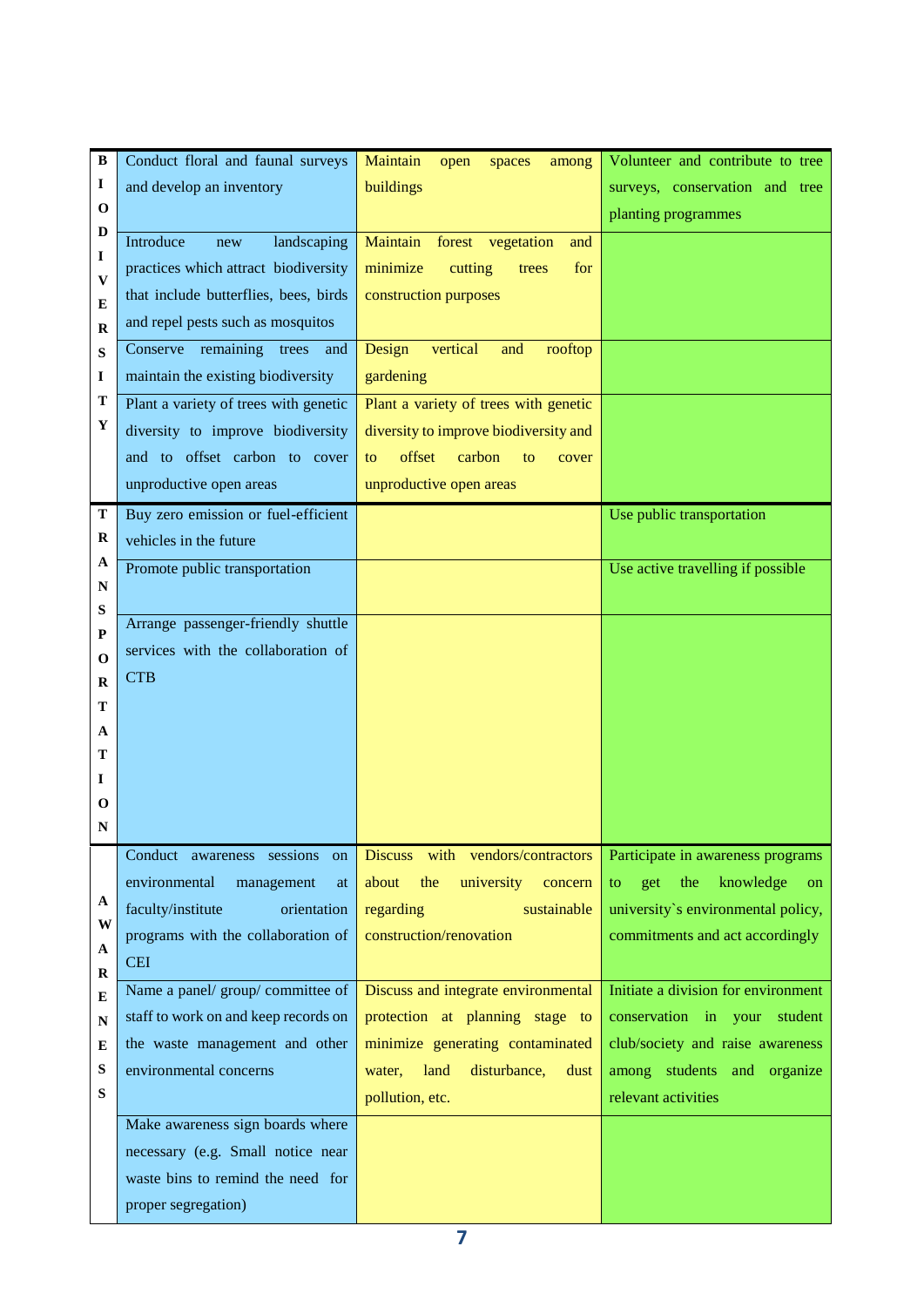| | | | |
|---|---|---|---|
| BIODIVERSITY | Conduct floral and faunal surveys and develop an inventory | Maintain open spaces among buildings | Volunteer and contribute to tree surveys, conservation and tree planting programmes |
| | Introduce new landscaping practices which attract biodiversity that include butterflies, bees, birds and repel pests such as mosquitos | Maintain forest vegetation and minimize cutting trees for construction purposes | |
| | Conserve remaining trees and maintain the existing biodiversity | Design vertical and rooftop gardening | |
| | Plant a variety of trees with genetic diversity to improve biodiversity and to offset carbon to cover unproductive open areas | Plant a variety of trees with genetic diversity to improve biodiversity and to offset carbon to cover unproductive open areas | |
| TRANSPORTATION | Buy zero emission or fuel-efficient vehicles in the future | | Use public transportation |
| | Promote public transportation | | Use active travelling if possible |
| | Arrange passenger-friendly shuttle services with the collaboration of CTB | | |
| AWARENESS | Conduct awareness sessions on environmental management at faculty/institute orientation programs with the collaboration of CEI | Discuss with vendors/contractors about the university concern regarding sustainable construction/renovation | Participate in awareness programs to get the knowledge on university`s environmental policy, commitments and act accordingly |
| | Name a panel/ group/ committee of staff to work on and keep records on the waste management and other environmental concerns | Discuss and integrate environmental protection at planning stage to minimize generating contaminated water, land disturbance, dust pollution, etc. | Initiate a division for environment conservation in your student club/society and raise awareness among students and organize relevant activities |
| | Make awareness sign boards where necessary (e.g. Small notice near waste bins to remind the need for proper segregation) | | |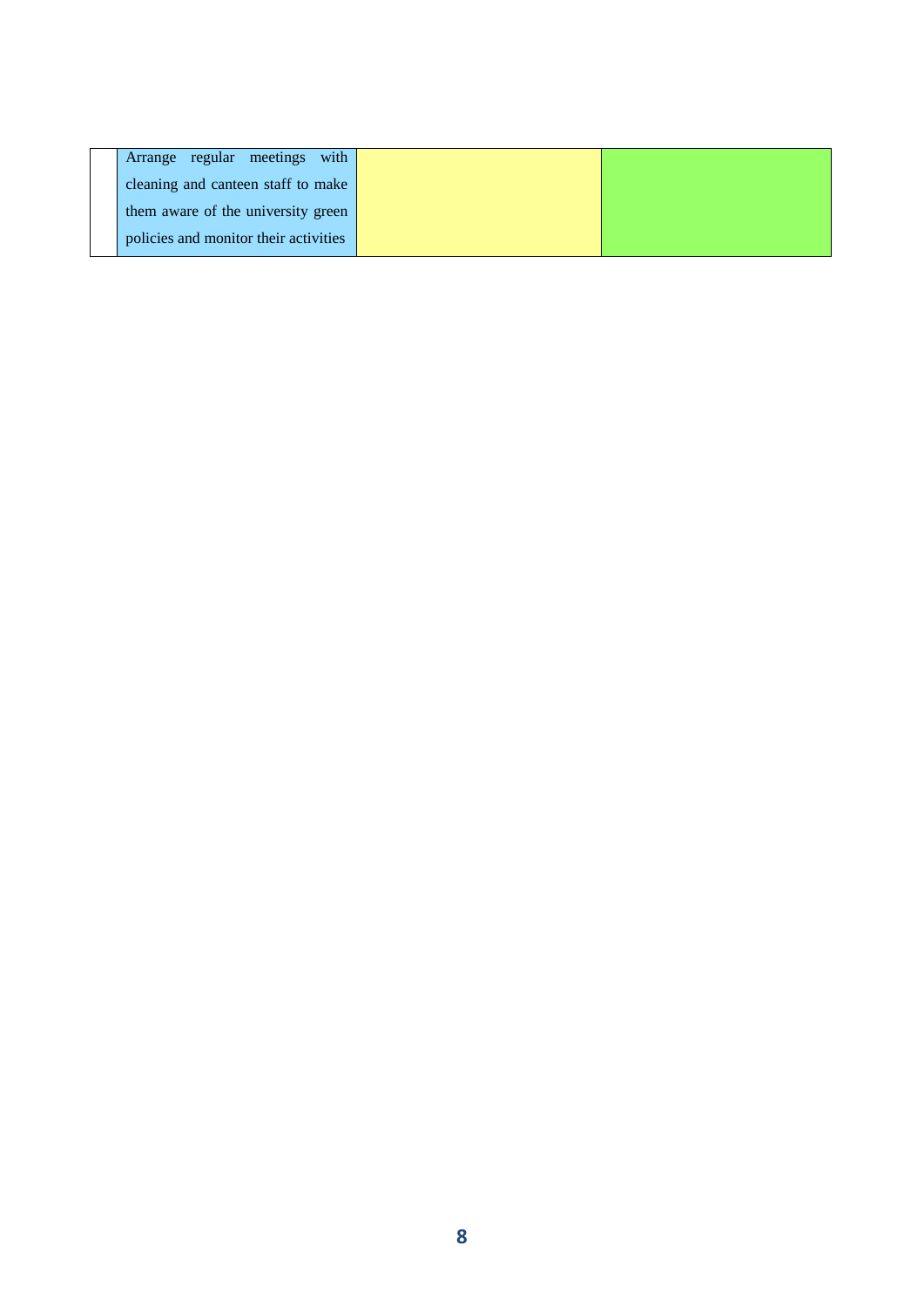| | | | |
|---|---|---|---|
| | Arrange regular meetings with cleaning and canteen staff to make them aware of the university green policies and monitor their activities | | |